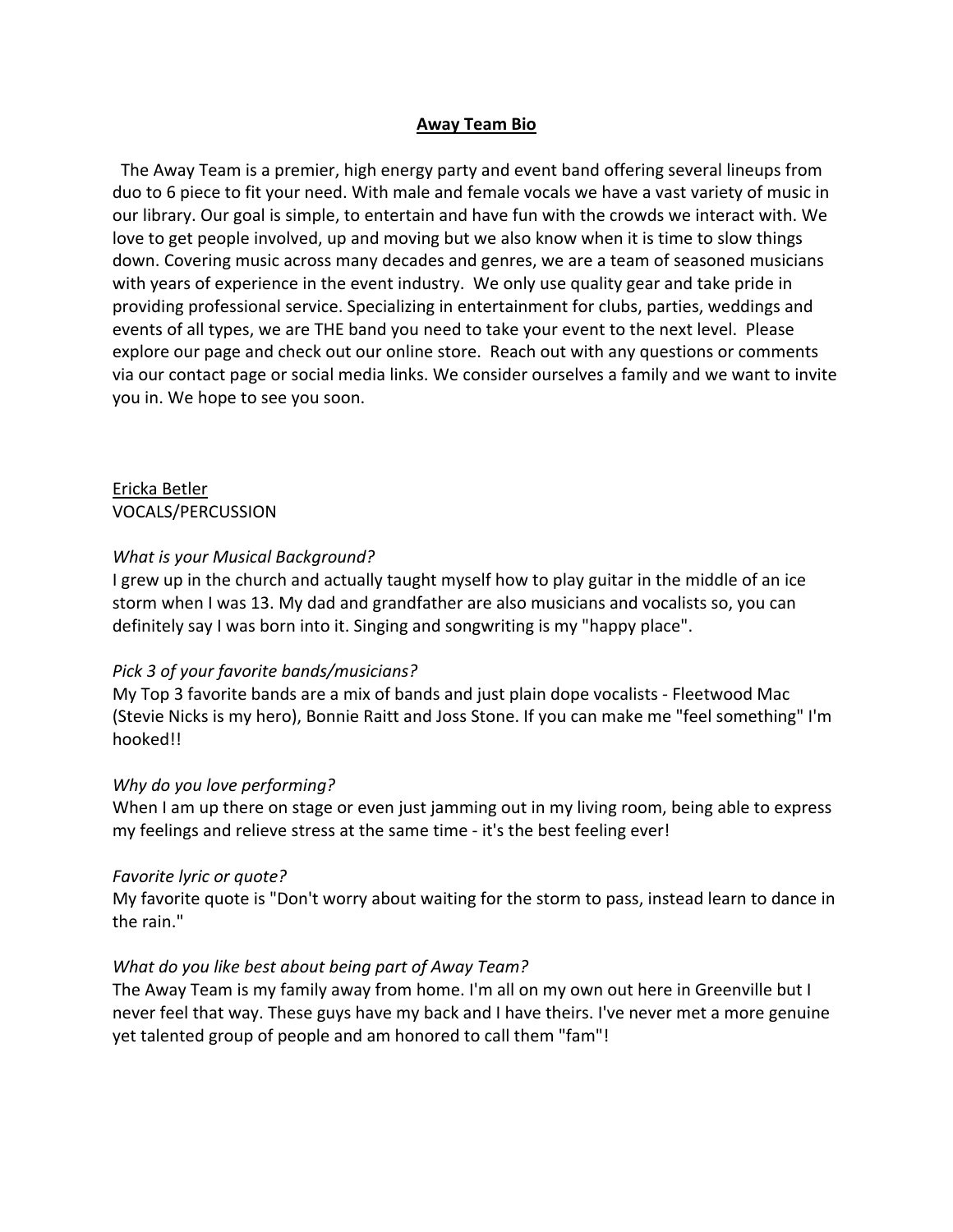# **Away Team Bio**

The Away Team is a premier, high energy party and event band offering several lineups from duo to 6 piece to fit your need. With male and female vocals we have a vast variety of music in our library. Our goal is simple, to entertain and have fun with the crowds we interact with. We love to get people involved, up and moving but we also know when it is time to slow things down. Covering music across many decades and genres, we are a team of seasoned musicians with years of experience in the event industry. We only use quality gear and take pride in providing professional service. Specializing in entertainment for clubs, parties, weddings and events of all types, we are THE band you need to take your event to the next level. Please explore our page and check out our online store. Reach out with any questions or comments via our contact page or social media links. We consider ourselves a family and we want to invite you in. We hope to see you soon.

<u>Ericka Betler</u>
VOCALS/PERCUSSION

*What is your Musical Background?*
I grew up in the church and actually taught myself how to play guitar in the middle of an ice storm when I was 13. My dad and grandfather are also musicians and vocalists so, you can definitely say I was born into it. Singing and songwriting is my "happy place".

*Pick 3 of your favorite bands/musicians?*
My Top 3 favorite bands are a mix of bands and just plain dope vocalists - Fleetwood Mac (Stevie Nicks is my hero), Bonnie Raitt and Joss Stone. If you can make me "feel something" I'm hooked!!

*Why do you love performing?*
When I am up there on stage or even just jamming out in my living room, being able to express my feelings and relieve stress at the same time - it's the best feeling ever!

*Favorite lyric or quote?*
My favorite quote is "Don't worry about waiting for the storm to pass, instead learn to dance in the rain."

*What do you like best about being part of Away Team?*
The Away Team is my family away from home. I'm all on my own out here in Greenville but I never feel that way. These guys have my back and I have theirs. I've never met a more genuine yet talented group of people and am honored to call them "fam"!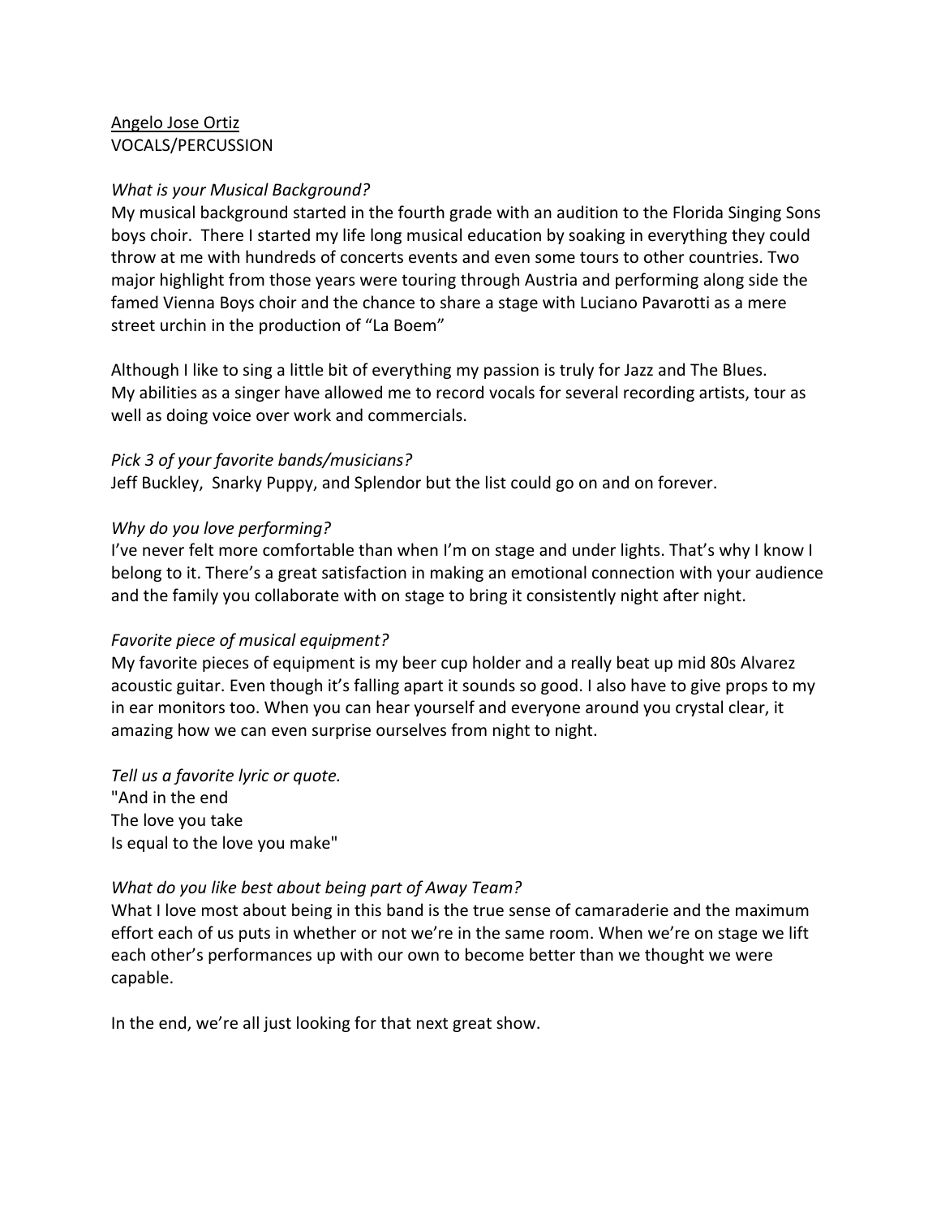<u>Angelo Jose Ortiz</u>
VOCALS/PERCUSSION

*What is your Musical Background?*
My musical background started in the fourth grade with an audition to the Florida Singing Sons boys choir. There I started my life long musical education by soaking in everything they could throw at me with hundreds of concerts events and even some tours to other countries. Two major highlight from those years were touring through Austria and performing along side the famed Vienna Boys choir and the chance to share a stage with Luciano Pavarotti as a mere street urchin in the production of "La Boem"

Although I like to sing a little bit of everything my passion is truly for Jazz and The Blues. My abilities as a singer have allowed me to record vocals for several recording artists, tour as well as doing voice over work and commercials.

*Pick 3 of your favorite bands/musicians?*
Jeff Buckley, Snarky Puppy, and Splendor but the list could go on and on forever.

*Why do you love performing?*
I've never felt more comfortable than when I'm on stage and under lights. That's why I know I belong to it. There's a great satisfaction in making an emotional connection with your audience and the family you collaborate with on stage to bring it consistently night after night.

*Favorite piece of musical equipment?*
My favorite pieces of equipment is my beer cup holder and a really beat up mid 80s Alvarez acoustic guitar. Even though it's falling apart it sounds so good. I also have to give props to my in ear monitors too. When you can hear yourself and everyone around you crystal clear, it amazing how we can even surprise ourselves from night to night.

*Tell us a favorite lyric or quote.*
"And in the end
The love you take
Is equal to the love you make"

*What do you like best about being part of Away Team?*
What I love most about being in this band is the true sense of camaraderie and the maximum effort each of us puts in whether or not we're in the same room. When we're on stage we lift each other's performances up with our own to become better than we thought we were capable.

In the end, we're all just looking for that next great show.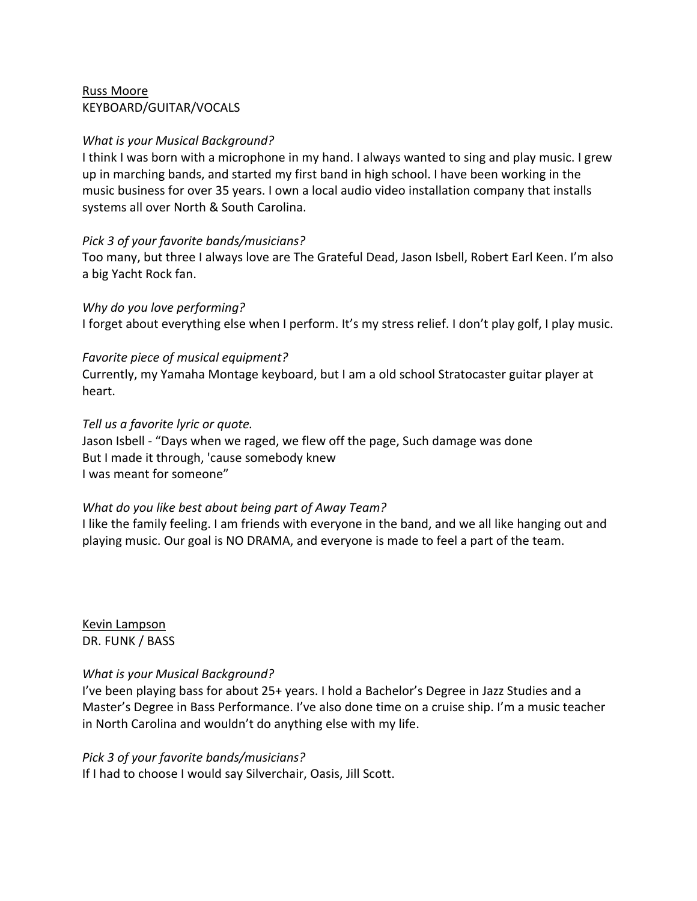<u>Russ Moore</u>
KEYBOARD/GUITAR/VOCALS

*What is your Musical Background?*
I think I was born with a microphone in my hand. I always wanted to sing and play music. I grew up in marching bands, and started my first band in high school. I have been working in the music business for over 35 years. I own a local audio video installation company that installs systems all over North & South Carolina.

*Pick 3 of your favorite bands/musicians?*
Too many, but three I always love are The Grateful Dead, Jason Isbell, Robert Earl Keen. I'm also a big Yacht Rock fan.

*Why do you love performing?*
I forget about everything else when I perform. It's my stress relief. I don't play golf, I play music.

*Favorite piece of musical equipment?*
Currently, my Yamaha Montage keyboard, but I am a old school Stratocaster guitar player at heart.

*Tell us a favorite lyric or quote.*
Jason Isbell - "Days when we raged, we flew off the page, Such damage was done
But I made it through, 'cause somebody knew
I was meant for someone"

*What do you like best about being part of Away Team?*
I like the family feeling. I am friends with everyone in the band, and we all like hanging out and playing music. Our goal is NO DRAMA, and everyone is made to feel a part of the team.

<u>Kevin Lampson</u>
DR. FUNK / BASS

*What is your Musical Background?*
I've been playing bass for about 25+ years. I hold a Bachelor's Degree in Jazz Studies and a Master's Degree in Bass Performance. I've also done time on a cruise ship. I'm a music teacher in North Carolina and wouldn't do anything else with my life.

*Pick 3 of your favorite bands/musicians?*
If I had to choose I would say Silverchair, Oasis, Jill Scott.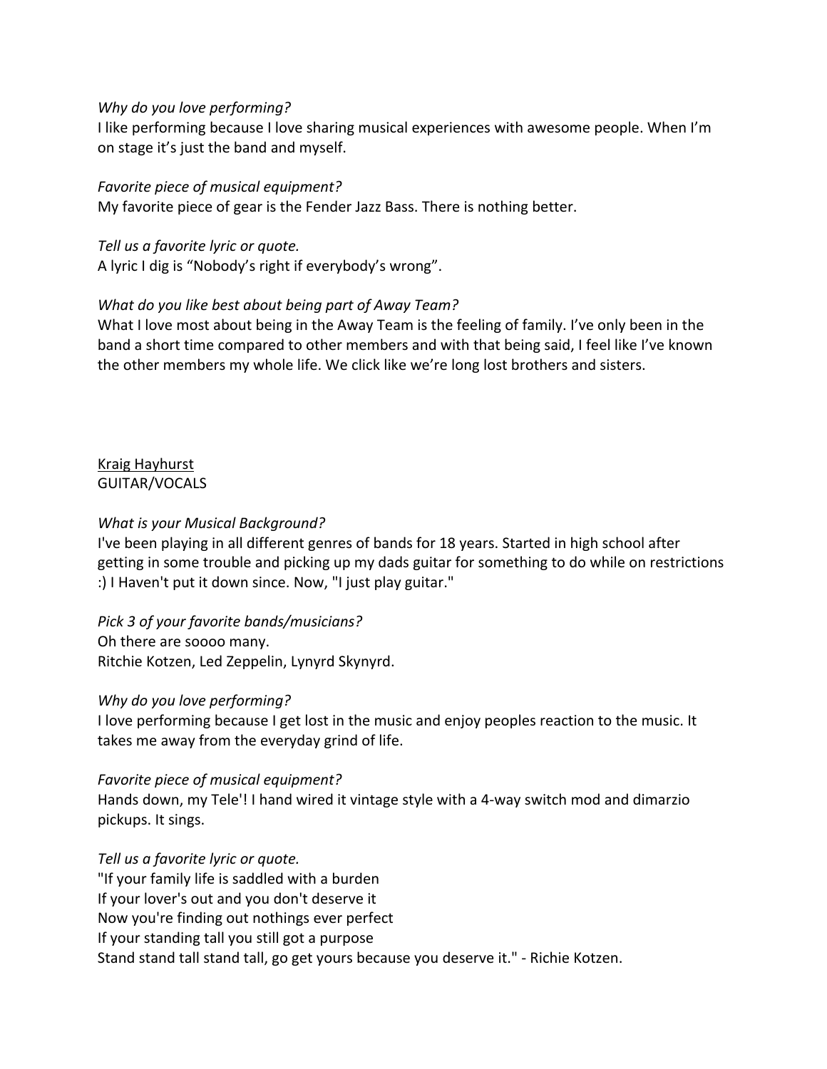*Why do you love performing?*
I like performing because I love sharing musical experiences with awesome people. When I'm on stage it's just the band and myself.

*Favorite piece of musical equipment?*
My favorite piece of gear is the Fender Jazz Bass. There is nothing better.

*Tell us a favorite lyric or quote.*
A lyric I dig is "Nobody's right if everybody's wrong".

*What do you like best about being part of Away Team?*
What I love most about being in the Away Team is the feeling of family. I've only been in the band a short time compared to other members and with that being said, I feel like I've known the other members my whole life. We click like we're long lost brothers and sisters.

<u>Kraig Hayhurst</u>
GUITAR/VOCALS

*What is your Musical Background?*
I've been playing in all different genres of bands for 18 years. Started in high school after getting in some trouble and picking up my dads guitar for something to do while on restrictions :) I Haven't put it down since. Now, "I just play guitar."

*Pick 3 of your favorite bands/musicians?*
Oh there are soooo many.
Ritchie Kotzen, Led Zeppelin, Lynyrd Skynyrd.

*Why do you love performing?*
I love performing because I get lost in the music and enjoy peoples reaction to the music. It takes me away from the everyday grind of life.

*Favorite piece of musical equipment?*
Hands down, my Tele'! I hand wired it vintage style with a 4-way switch mod and dimarzio pickups. It sings.

*Tell us a favorite lyric or quote.*
"If your family life is saddled with a burden
If your lover's out and you don't deserve it
Now you're finding out nothings ever perfect
If your standing tall you still got a purpose
Stand stand tall stand tall, go get yours because you deserve it." - Richie Kotzen.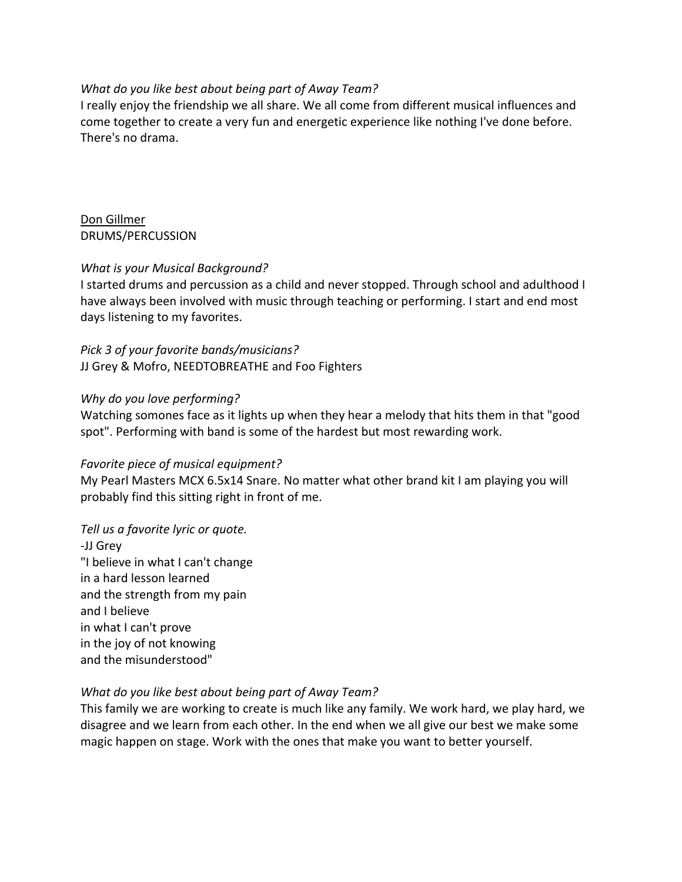*What do you like best about being part of Away Team?*
I really enjoy the friendship we all share. We all come from different musical influences and come together to create a very fun and energetic experience like nothing I've done before. There's no drama.

<u>Don Gillmer</u>
DRUMS/PERCUSSION

*What is your Musical Background?*
I started drums and percussion as a child and never stopped. Through school and adulthood I have always been involved with music through teaching or performing. I start and end most days listening to my favorites.

*Pick 3 of your favorite bands/musicians?*
JJ Grey & Mofro, NEEDTOBREATHE and Foo Fighters

*Why do you love performing?*
Watching somones face as it lights up when they hear a melody that hits them in that "good spot". Performing with band is some of the hardest but most rewarding work.

*Favorite piece of musical equipment?*
My Pearl Masters MCX 6.5x14 Snare. No matter what other brand kit I am playing you will probably find this sitting right in front of me.

*Tell us a favorite lyric or quote.*
-JJ Grey
"I believe in what I can't change
in a hard lesson learned
and the strength from my pain
and I believe
in what I can't prove
in the joy of not knowing
and the misunderstood"

*What do you like best about being part of Away Team?*
This family we are working to create is much like any family. We work hard, we play hard, we disagree and we learn from each other. In the end when we all give our best we make some magic happen on stage. Work with the ones that make you want to better yourself.